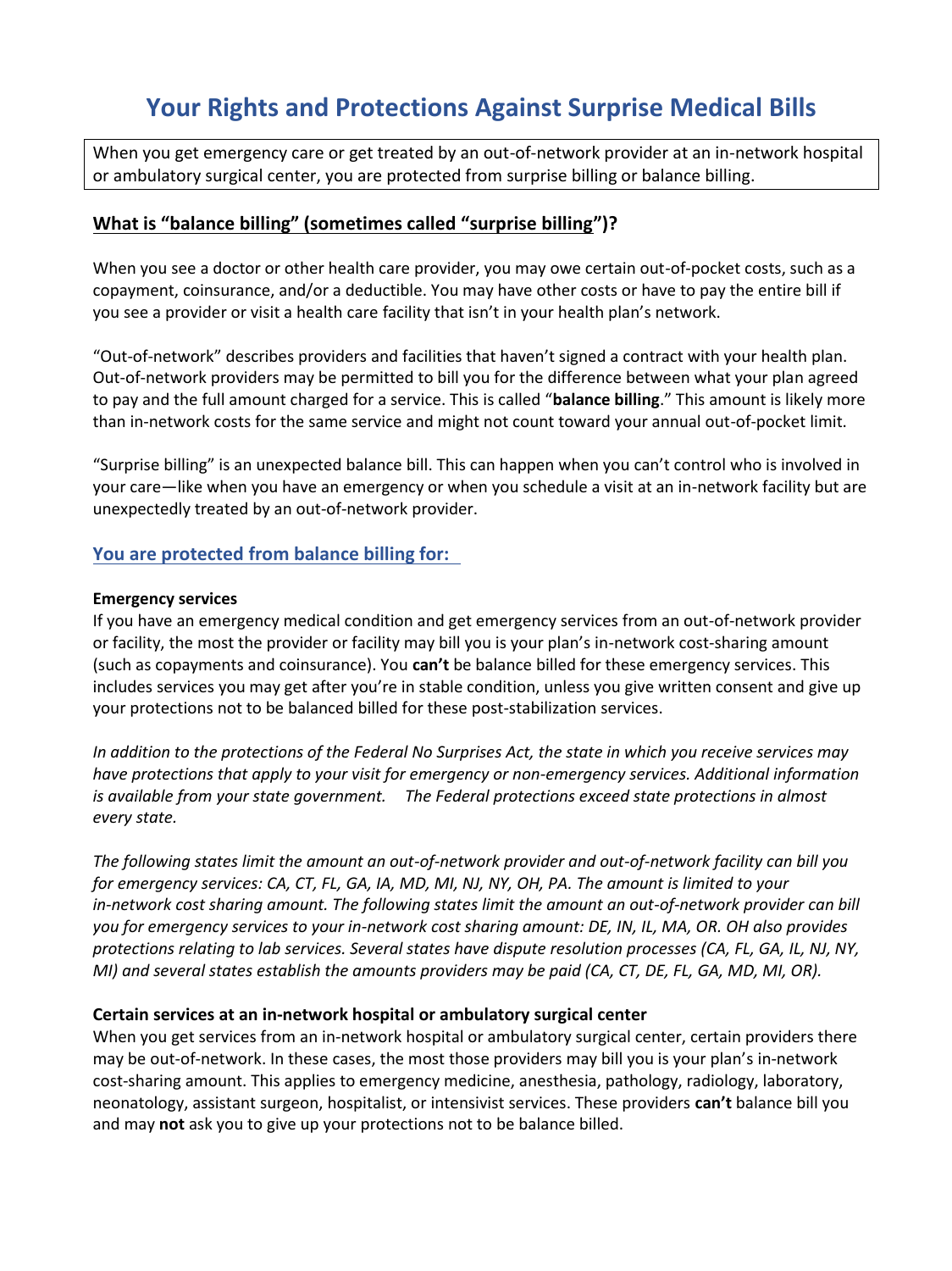# Your Rights and Protections Against Surprise Medical Bills

When you get emergency care or get treated by an out-of-network provider at an in-network hospital or ambulatory surgical center, you are protected from surprise billing or balance billing.

## What is "balance billing" (sometimes called "surprise billing")?

When you see a doctor or other health care provider, you may owe certain out-of-pocket costs, such as a copayment, coinsurance, and/or a deductible. You may have other costs or have to pay the entire bill if you see a provider or visit a health care facility that isn't in your health plan's network.

"Out-of-network" describes providers and facilities that haven't signed a contract with your health plan. Out-of-network providers may be permitted to bill you for the difference between what your plan agreed to pay and the full amount charged for a service. This is called "**balance billing**." This amount is likely more than in-network costs for the same service and might not count toward your annual out-of-pocket limit.

"Surprise billing" is an unexpected balance bill. This can happen when you can't control who is involved in your care—like when you have an emergency or when you schedule a visit at an in-network facility but are unexpectedly treated by an out-of-network provider.

## You are protected from balance billing for:

### Emergency services

If you have an emergency medical condition and get emergency services from an out-of-network provider or facility, the most the provider or facility may bill you is your plan's in-network cost-sharing amount (such as copayments and coinsurance). You **can't** be balance billed for these emergency services. This includes services you may get after you're in stable condition, unless you give written consent and give up your protections not to be balanced billed for these post-stabilization services.

*In addition to the protections of the Federal No Surprises Act, the state in which you receive services may have protections that apply to your visit for emergency or non-emergency services. Additional information is available from your state government. The Federal protections exceed state protections in almost every state.*

*The following states limit the amount an out-of-network provider and out-of-network facility can bill you for emergency services: CA, CT, FL, GA, IA, MD, MI, NJ, NY, OH, PA. The amount is limited to your in-network cost sharing amount. The following states limit the amount an out-of-network provider can bill you for emergency services to your in-network cost sharing amount: DE, IN, IL, MA, OR. OH also provides protections relating to lab services. Several states have dispute resolution processes (CA, FL, GA, IL, NJ, NY, MI) and several states establish the amounts providers may be paid (CA, CT, DE, FL, GA, MD, MI, OR).*

### Certain services at an in-network hospital or ambulatory surgical center

When you get services from an in-network hospital or ambulatory surgical center, certain providers there may be out-of-network. In these cases, the most those providers may bill you is your plan's in-network cost-sharing amount. This applies to emergency medicine, anesthesia, pathology, radiology, laboratory, neonatology, assistant surgeon, hospitalist, or intensivist services. These providers **can't** balance bill you and may **not** ask you to give up your protections not to be balance billed.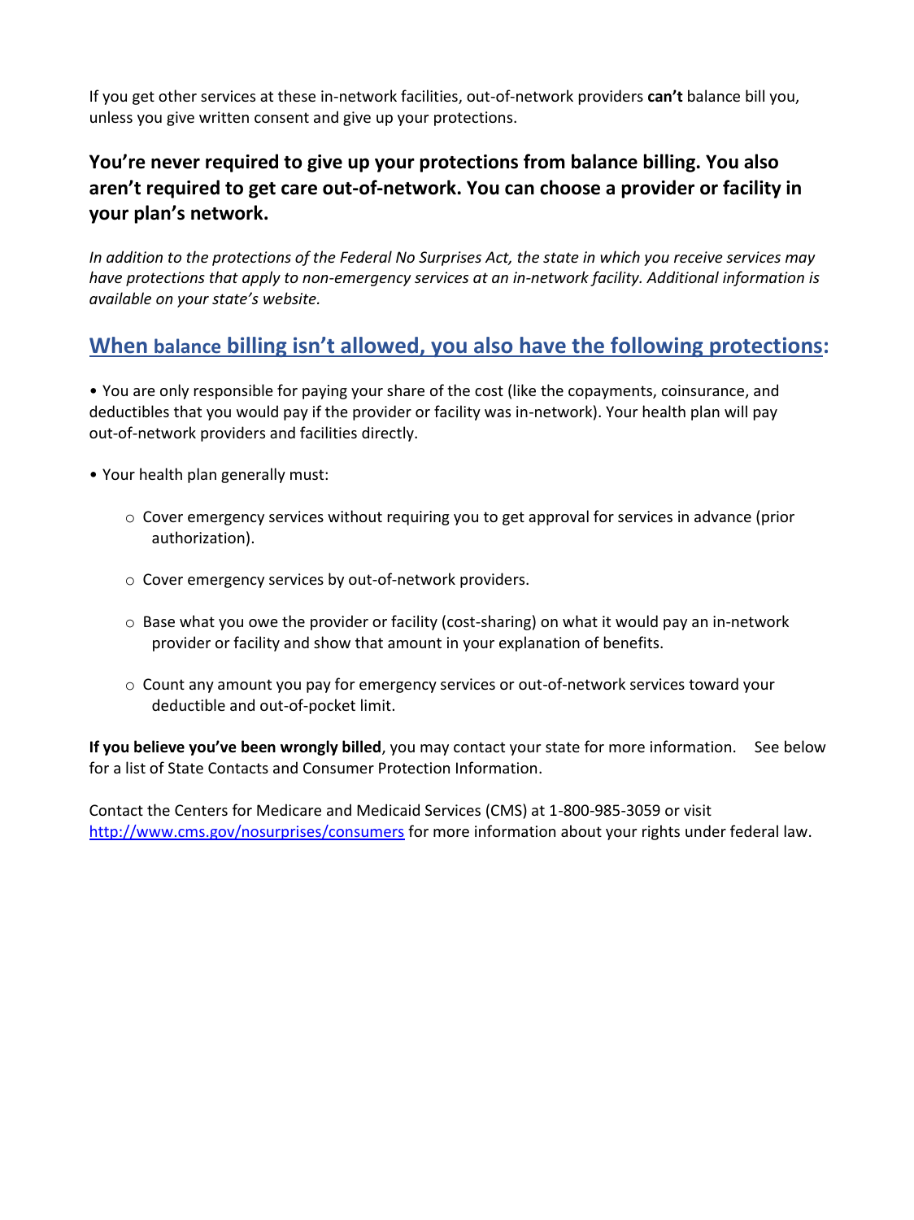If you get other services at these in-network facilities, out-of-network providers **can't** balance bill you, unless you give written consent and give up your protections.

**You're never required to give up your protections from balance billing. You also aren't required to get care out-of-network. You can choose a provider or facility in your plan's network.**

*In addition to the protections of the Federal No Surprises Act, the state in which you receive services may have protections that apply to non-emergency services at an in-network facility. Additional information is available on your state's website.*

## When balance billing isn't allowed, you also have the following protections:

- You are only responsible for paying your share of the cost (like the copayments, coinsurance, and deductibles that you would pay if the provider or facility was in-network). Your health plan will pay out-of-network providers and facilities directly.

- Your health plan generally must:
  - Cover emergency services without requiring you to get approval for services in advance (prior authorization).
  - Cover emergency services by out-of-network providers.
  - Base what you owe the provider or facility (cost-sharing) on what it would pay an in-network provider or facility and show that amount in your explanation of benefits.
  - Count any amount you pay for emergency services or out-of-network services toward your deductible and out-of-pocket limit.

**If you believe you've been wrongly billed**, you may contact your state for more information. See below for a list of State Contacts and Consumer Protection Information.

Contact the Centers for Medicare and Medicaid Services (CMS) at 1-800-985-3059 or visit http://www.cms.gov/nosurprises/consumers for more information about your rights under federal law.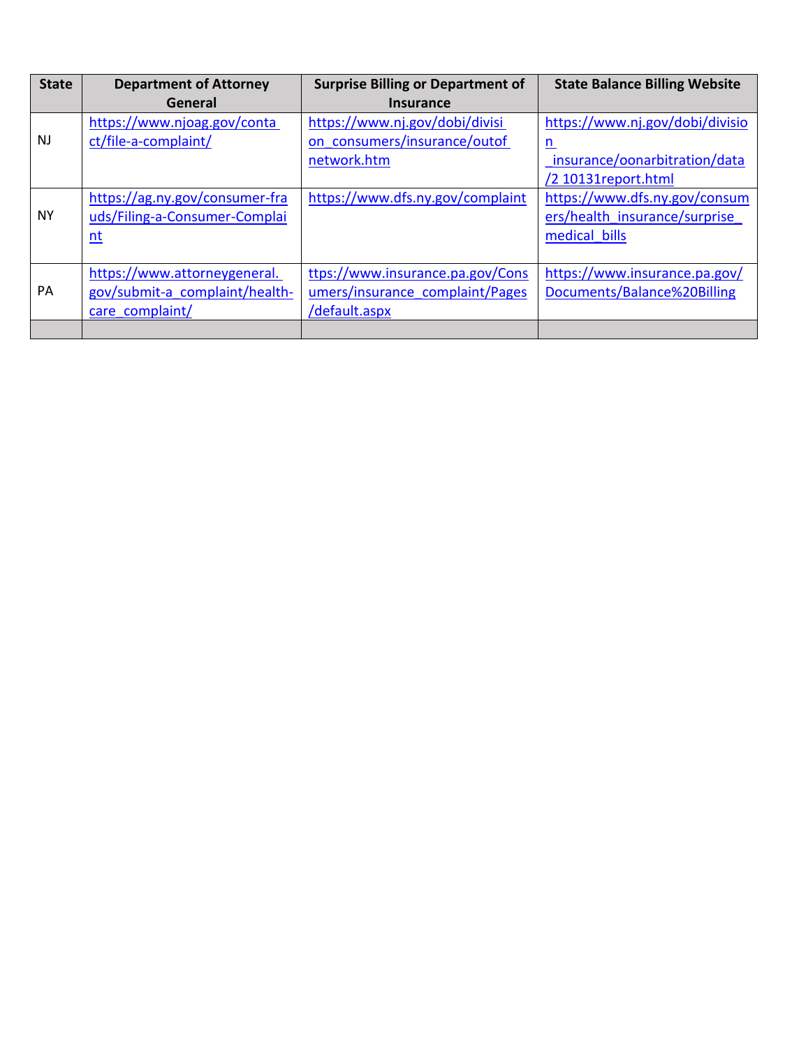| State | Department of Attorney General | Surprise Billing or Department of Insurance | State Balance Billing Website |
|---|---|---|---|
| NJ | https://www.njoag.gov/contact/file-a-complaint/ | https://www.nj.gov/dobi/division_consumers/insurance/outofnetwork.htm | https://www.nj.gov/dobi/division_insurance/oonarbitration/data/2 10131report.html |
| NY | https://ag.ny.gov/consumer-frauds/Filing-a-Consumer-Complaint | https://www.dfs.ny.gov/complaint | https://www.dfs.ny.gov/consumers/health_insurance/surprise_medical_bills |
| PA | https://www.attorneygeneral.gov/submit-a_complaint/health-care_complaint/ | ttps://www.insurance.pa.gov/Consumers/insurance_complaint/Pages/default.aspx | https://www.insurance.pa.gov/Documents/Balance%20Billing |
| | | | |